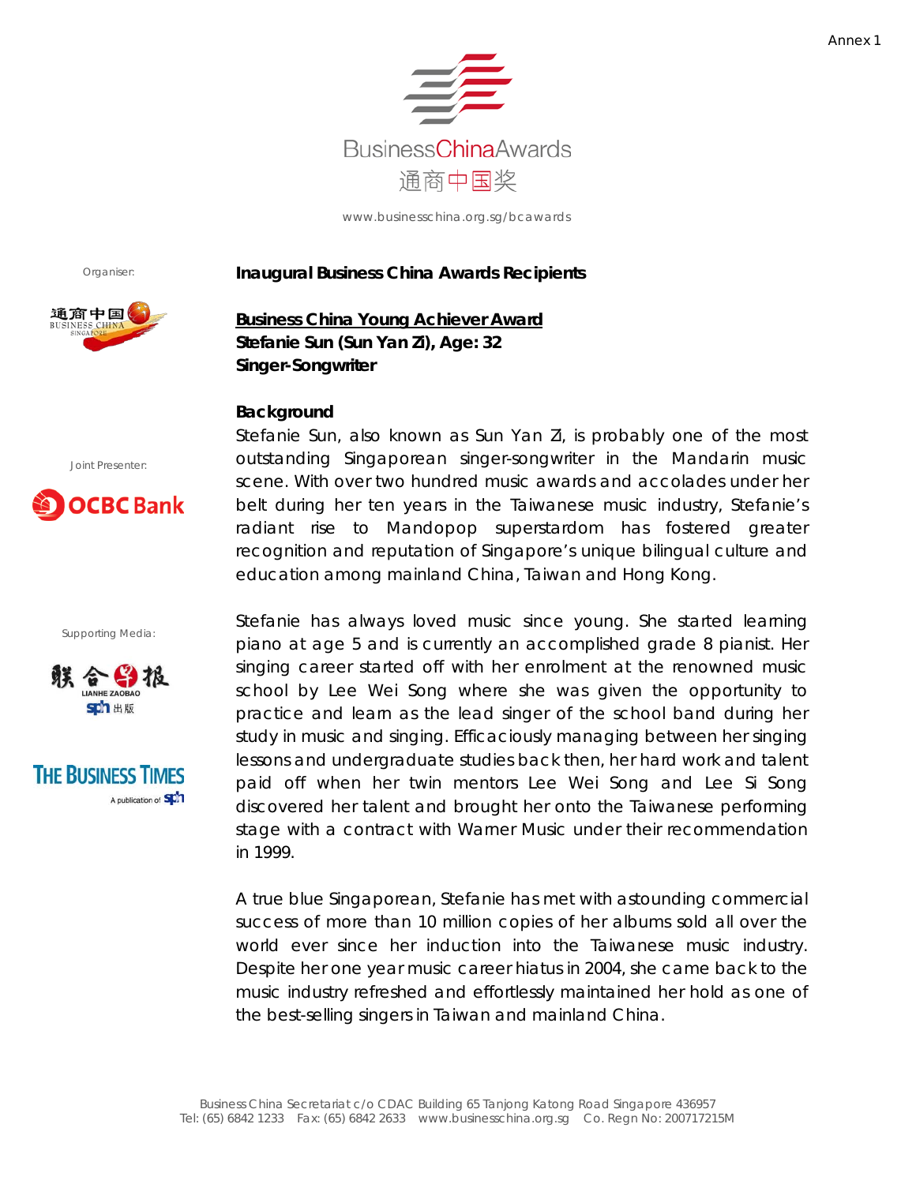Annex 1

BusinessChinaAwards
通商中国奖

www.businesschina.org.sg/bcawards

Organiser:

Joint Presenter:

Supporting Media:

# Inaugural Business China Awards Recipients

## Business China Young Achiever Award

**Stefanie Sun (Sun Yan Zi), Age: 32**
**Singer-Songwriter**

### Background

Stefanie Sun, also known as Sun Yan Zi, is probably one of the most outstanding Singaporean singer-songwriter in the Mandarin music scene. With over two hundred music awards and accolades under her belt during her ten years in the Taiwanese music industry, Stefanie's radiant rise to Mandopop superstardom has fostered greater recognition and reputation of Singapore's unique bilingual culture and education among mainland China, Taiwan and Hong Kong.

Stefanie has always loved music since young. She started learning piano at age 5 and is currently an accomplished grade 8 pianist. Her singing career started off with her enrolment at the renowned music school by Lee Wei Song where she was given the opportunity to practice and learn as the lead singer of the school band during her study in music and singing. Efficaciously managing between her singing lessons and undergraduate studies back then, her hard work and talent paid off when her twin mentors Lee Wei Song and Lee Si Song discovered her talent and brought her onto the Taiwanese performing stage with a contract with Warner Music under their recommendation in 1999.

A true blue Singaporean, Stefanie has met with astounding commercial success of more than 10 million copies of her albums sold all over the world ever since her induction into the Taiwanese music industry. Despite her one year music career hiatus in 2004, she came back to the music industry refreshed and effortlessly maintained her hold as one of the best-selling singers in Taiwan and mainland China.

Business China Secretariat c/o CDAC Building 65 Tanjong Katong Road Singapore 436957
Tel: (65) 6842 1233 Fax: (65) 6842 2633 www.businesschina.org.sg Co. Regn No: 200717215M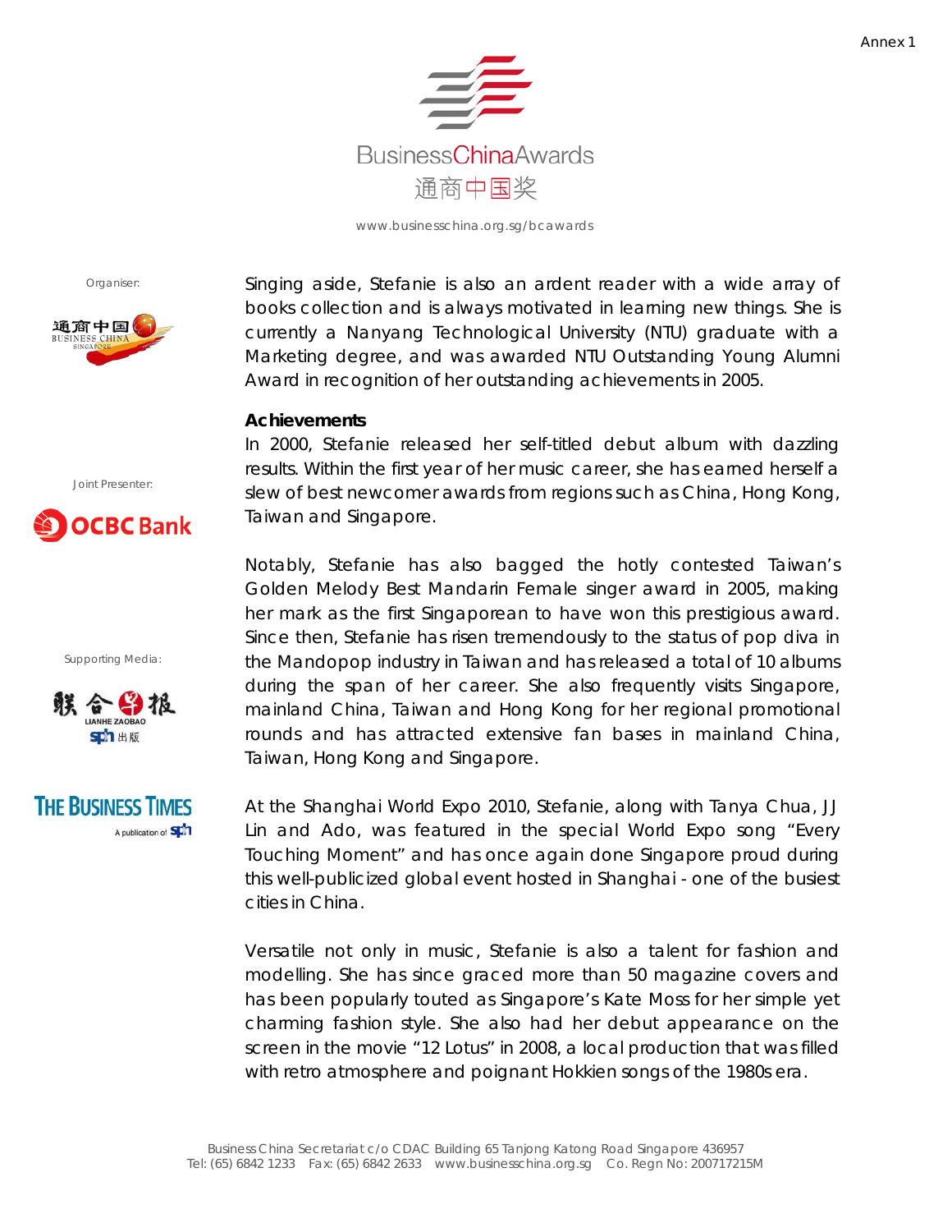Singing aside, Stefanie is also an ardent reader with a wide array of books collection and is always motivated in learning new things. She is currently a Nanyang Technological University (NTU) graduate with a Marketing degree, and was awarded NTU Outstanding Young Alumni Award in recognition of her outstanding achievements in 2005.

**Achievements**

In 2000, Stefanie released her self-titled debut album with dazzling results. Within the first year of her music career, she has earned herself a slew of best newcomer awards from regions such as China, Hong Kong, Taiwan and Singapore.

Notably, Stefanie has also bagged the hotly contested Taiwan's Golden Melody Best Mandarin Female singer award in 2005, making her mark as the first Singaporean to have won this prestigious award. Since then, Stefanie has risen tremendously to the status of pop diva in the Mandopop industry in Taiwan and has released a total of 10 albums during the span of her career. She also frequently visits Singapore, mainland China, Taiwan and Hong Kong for her regional promotional rounds and has attracted extensive fan bases in mainland China, Taiwan, Hong Kong and Singapore.

At the Shanghai World Expo 2010, Stefanie, along with Tanya Chua, JJ Lin and Ado, was featured in the special World Expo song "Every Touching Moment" and has once again done Singapore proud during this well-publicized global event hosted in Shanghai - one of the busiest cities in China.

Versatile not only in music, Stefanie is also a talent for fashion and modelling. She has since graced more than 50 magazine covers and has been popularly touted as Singapore's Kate Moss for her simple yet charming fashion style. She also had her debut appearance on the screen in the movie "12 Lotus" in 2008, a local production that was filled with retro atmosphere and poignant Hokkien songs of the 1980s era.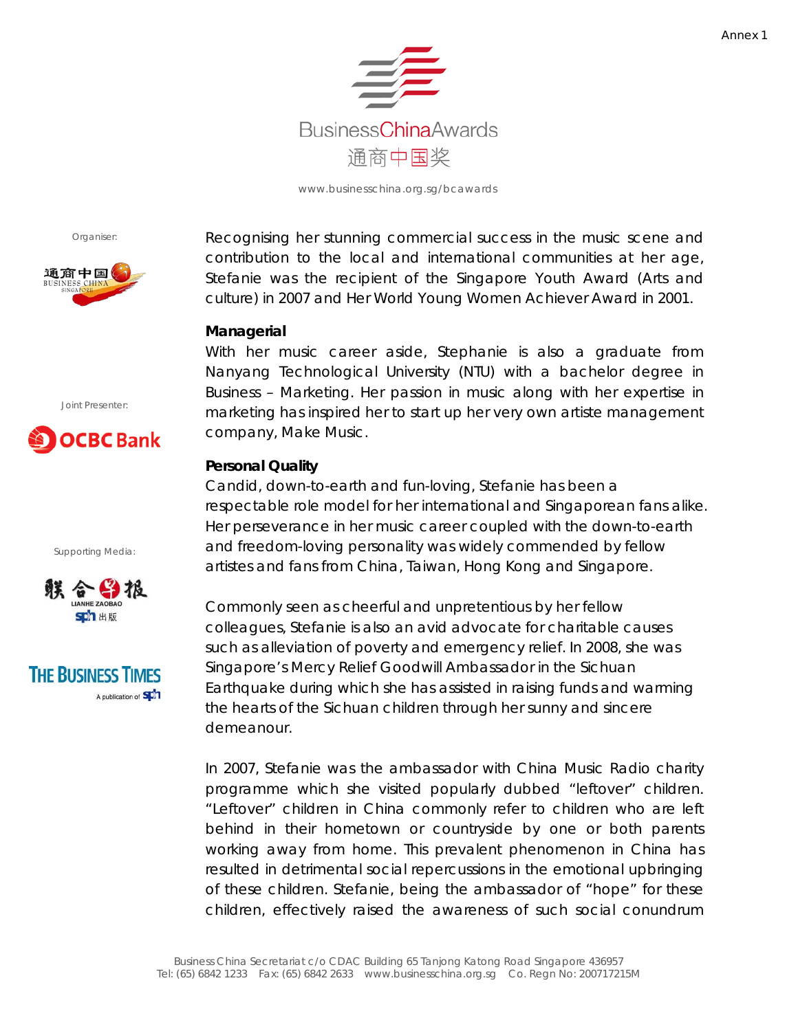Recognising her stunning commercial success in the music scene and contribution to the local and international communities at her age, Stefanie was the recipient of the Singapore Youth Award (Arts and culture) in 2007 and Her World Young Women Achiever Award in 2001.

**Managerial**

With her music career aside, Stephanie is also a graduate from Nanyang Technological University (NTU) with a bachelor degree in Business – Marketing. Her passion in music along with her expertise in marketing has inspired her to start up her very own artiste management company, Make Music.

**Personal Quality**

Candid, down-to-earth and fun-loving, Stefanie has been a respectable role model for her international and Singaporean fans alike. Her perseverance in her music career coupled with the down-to-earth and freedom-loving personality was widely commended by fellow artistes and fans from China, Taiwan, Hong Kong and Singapore.

Commonly seen as cheerful and unpretentious by her fellow colleagues, Stefanie is also an avid advocate for charitable causes such as alleviation of poverty and emergency relief. In 2008, she was Singapore's Mercy Relief Goodwill Ambassador in the Sichuan Earthquake during which she has assisted in raising funds and warming the hearts of the Sichuan children through her sunny and sincere demeanour.

In 2007, Stefanie was the ambassador with China Music Radio charity programme which she visited popularly dubbed "leftover" children. "Leftover" children in China commonly refer to children who are left behind in their hometown or countryside by one or both parents working away from home. This prevalent phenomenon in China has resulted in detrimental social repercussions in the emotional upbringing of these children. Stefanie, being the ambassador of "hope" for these children, effectively raised the awareness of such social conundrum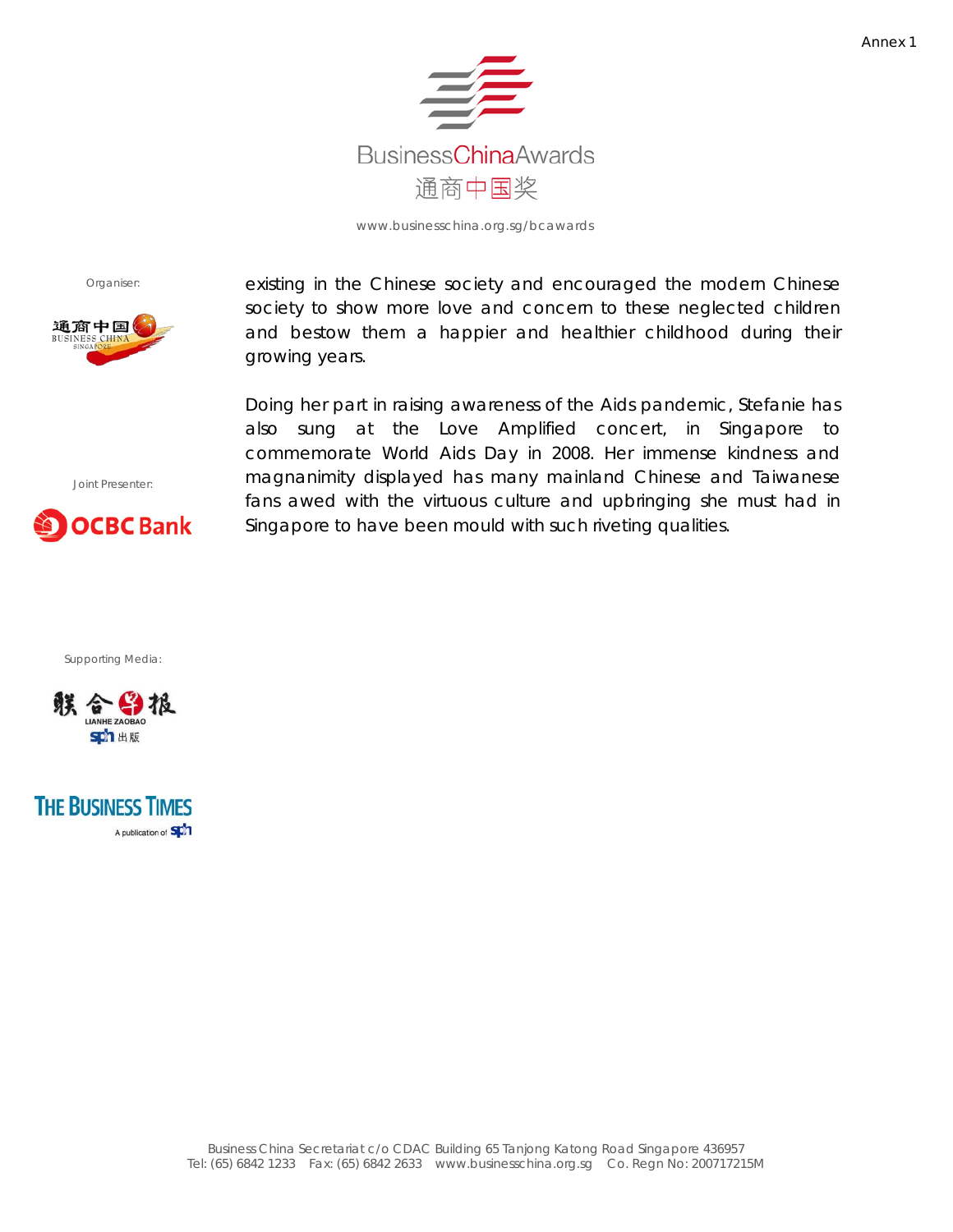existing in the Chinese society and encouraged the modern Chinese society to show more love and concern to these neglected children and bestow them a happier and healthier childhood during their growing years.

Doing her part in raising awareness of the Aids pandemic, Stefanie has also sung at the Love Amplified concert, in Singapore to commemorate World Aids Day in 2008. Her immense kindness and magnanimity displayed has many mainland Chinese and Taiwanese fans awed with the virtuous culture and upbringing she must had in Singapore to have been mould with such riveting qualities.